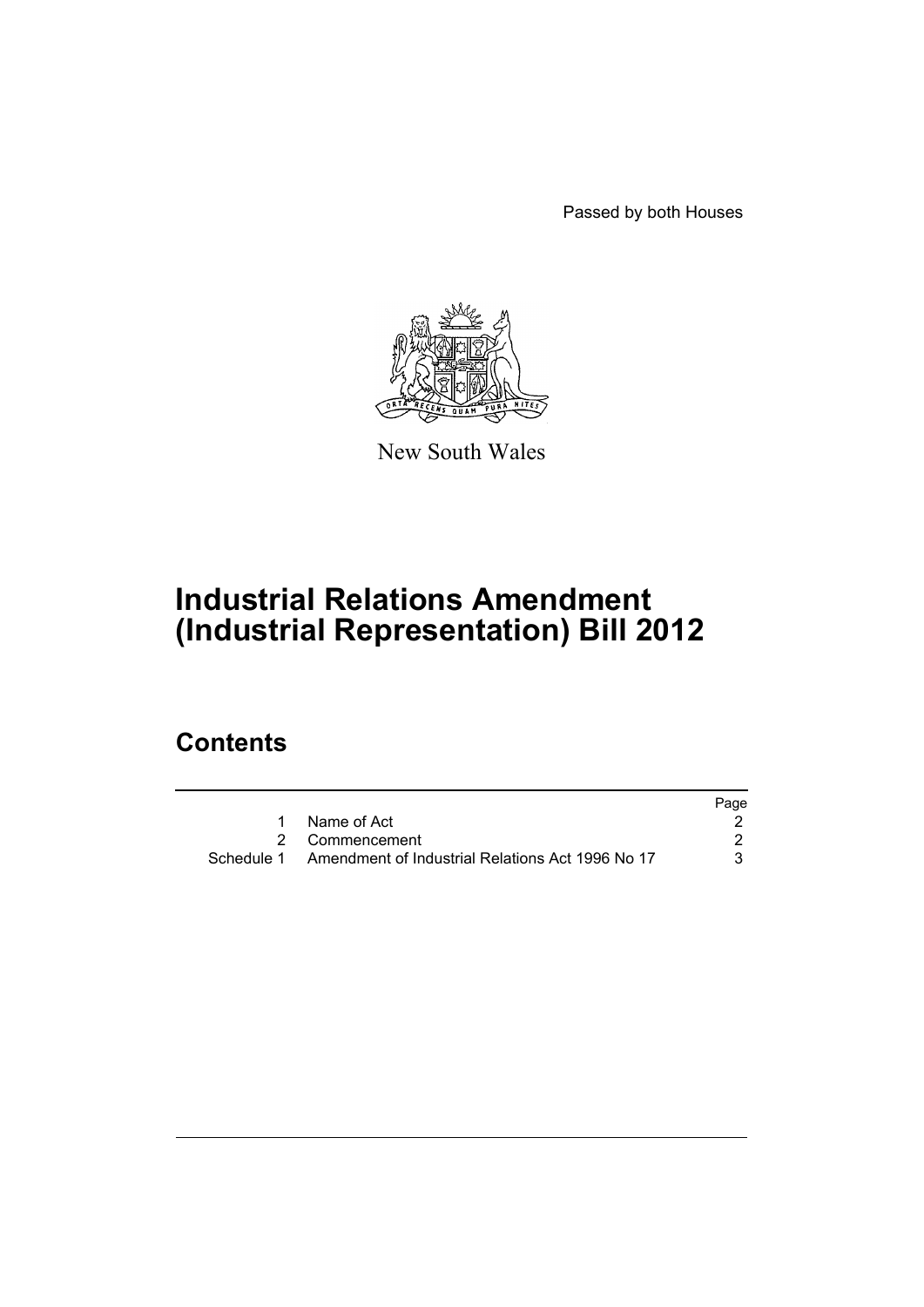Passed by both Houses

New South Wales

# Industrial Relations Amendment (Industrial Representation) Bill 2012

## Contents

| | | Page |
|---|---|---|
| 1 | Name of Act | 2 |
| 2 | Commencement | 2 |
| Schedule 1 | Amendment of Industrial Relations Act 1996 No 17 | 3 |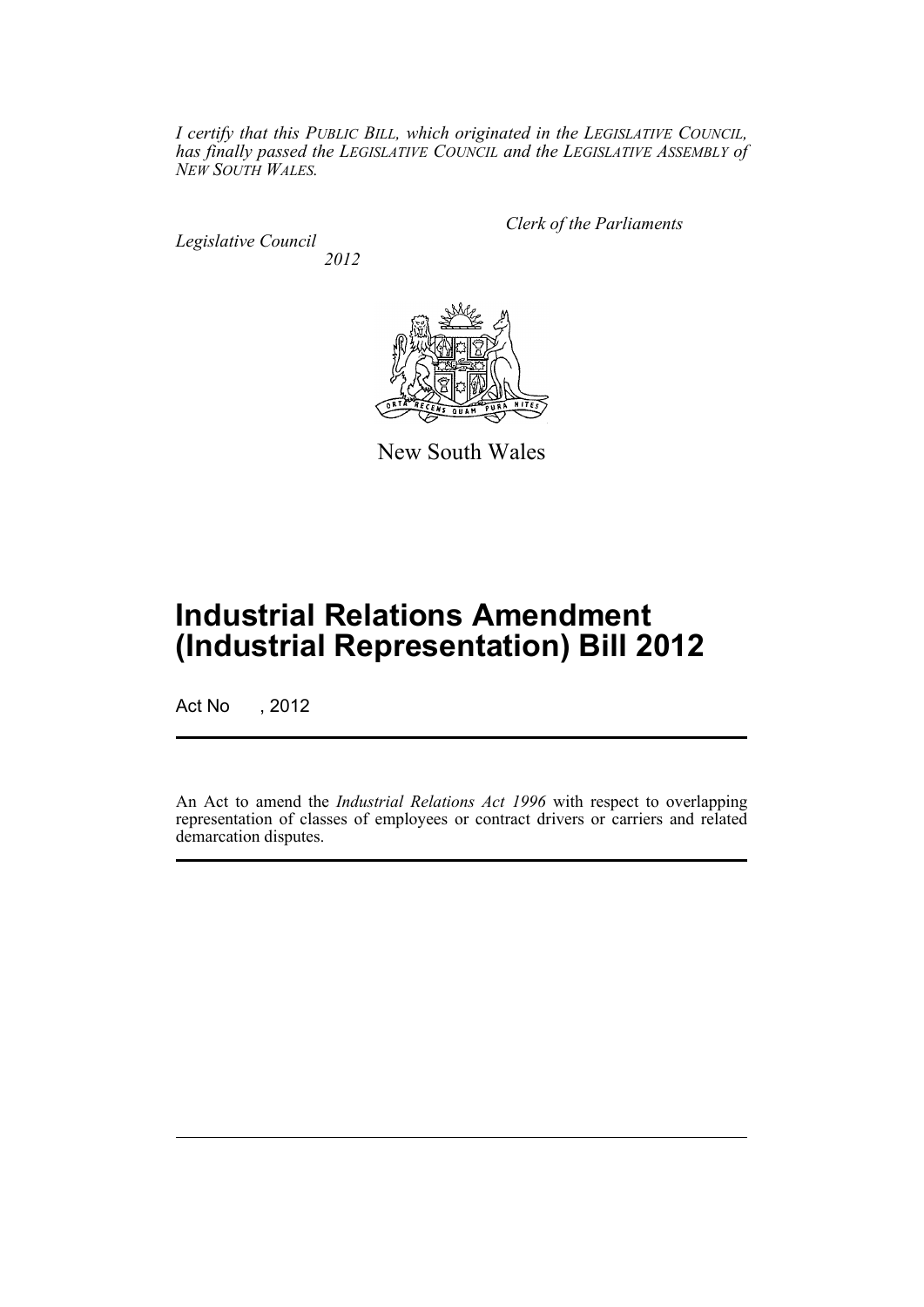*I certify that this PUBLIC BILL, which originated in the LEGISLATIVE COUNCIL, has finally passed the LEGISLATIVE COUNCIL and the LEGISLATIVE ASSEMBLY of NEW SOUTH WALES.*

*Clerk of the Parliaments*

*Legislative Council*

*2012*

New South Wales

# Industrial Relations Amendment (Industrial Representation) Bill 2012

Act No , 2012

An Act to amend the *Industrial Relations Act 1996* with respect to overlapping representation of classes of employees or contract drivers or carriers and related demarcation disputes.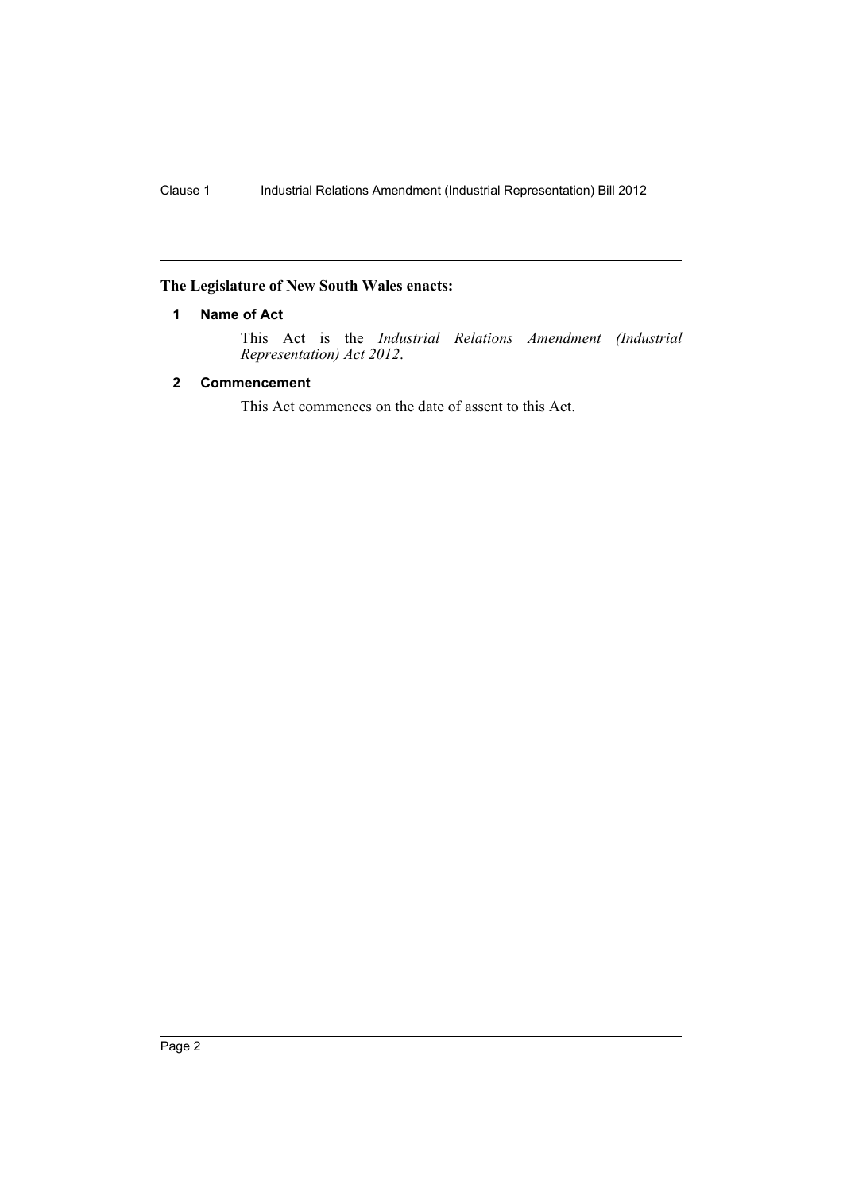**The Legislature of New South Wales enacts:**

## 1 Name of Act

This Act is the *Industrial Relations Amendment (Industrial Representation) Act 2012*.

## 2 Commencement

This Act commences on the date of assent to this Act.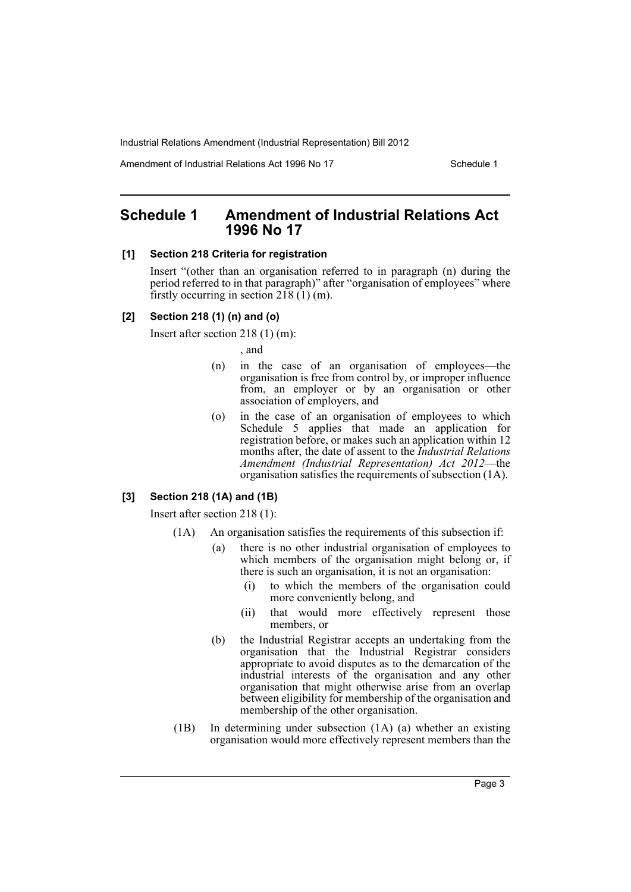## Schedule 1 Amendment of Industrial Relations Act 1996 No 17

**[1] Section 218 Criteria for registration**

Insert "(other than an organisation referred to in paragraph (n) during the period referred to in that paragraph)" after "organisation of employees" where firstly occurring in section 218 (1) (m).

**[2] Section 218 (1) (n) and (o)**

Insert after section 218 (1) (m):

, and

(n) in the case of an organisation of employees—the organisation is free from control by, or improper influence from, an employer or by an organisation or other association of employers, and

(o) in the case of an organisation of employees to which Schedule 5 applies that made an application for registration before, or makes such an application within 12 months after, the date of assent to the *Industrial Relations Amendment (Industrial Representation) Act 2012*—the organisation satisfies the requirements of subsection (1A).

**[3] Section 218 (1A) and (1B)**

Insert after section 218 (1):

(1A) An organisation satisfies the requirements of this subsection if:

- (a) there is no other industrial organisation of employees to which members of the organisation might belong or, if there is such an organisation, it is not an organisation:
  - (i) to which the members of the organisation could more conveniently belong, and
  - (ii) that would more effectively represent those members, or
- (b) the Industrial Registrar accepts an undertaking from the organisation that the Industrial Registrar considers appropriate to avoid disputes as to the demarcation of the industrial interests of the organisation and any other organisation that might otherwise arise from an overlap between eligibility for membership of the organisation and membership of the other organisation.

(1B) In determining under subsection (1A) (a) whether an existing organisation would more effectively represent members than the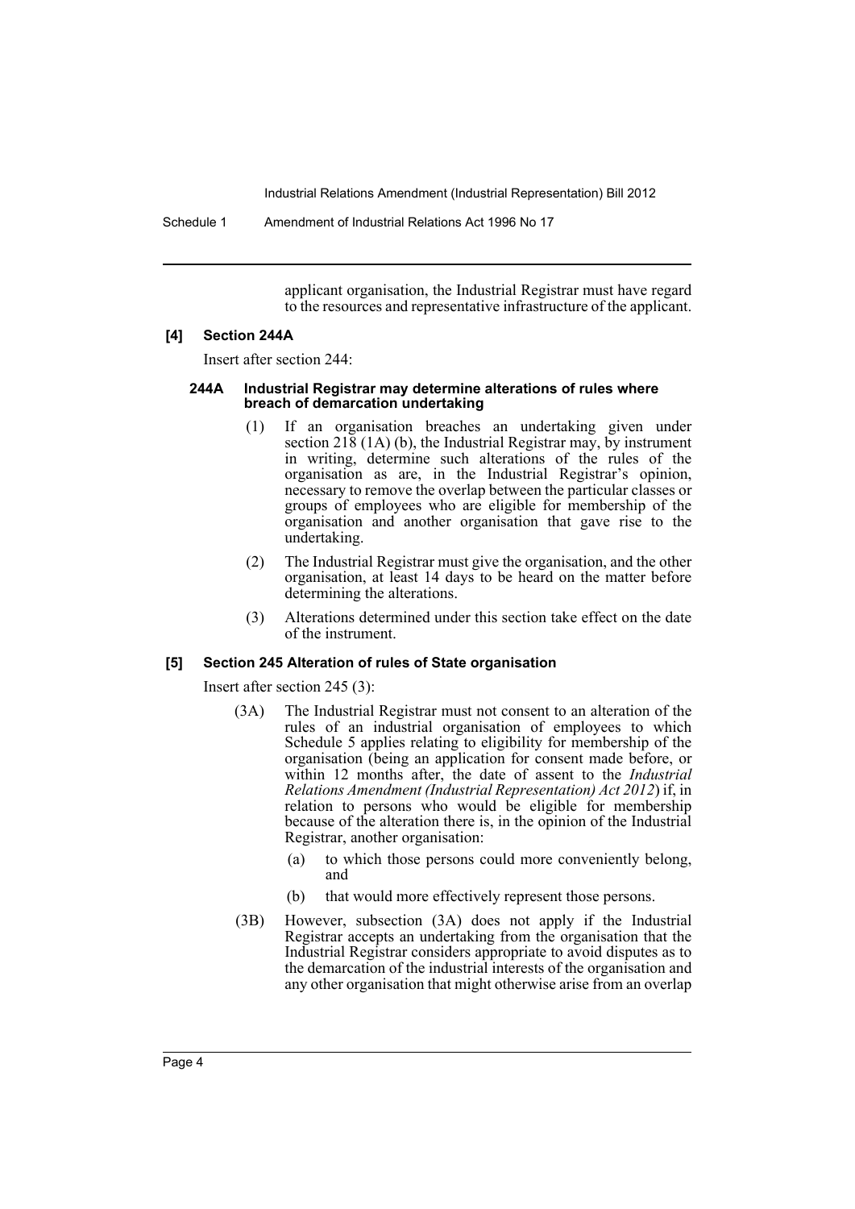applicant organisation, the Industrial Registrar must have regard to the resources and representative infrastructure of the applicant.

### [4] Section 244A

Insert after section 244:

#### 244A Industrial Registrar may determine alterations of rules where breach of demarcation undertaking

(1) If an organisation breaches an undertaking given under section 218 (1A) (b), the Industrial Registrar may, by instrument in writing, determine such alterations of the rules of the organisation as are, in the Industrial Registrar's opinion, necessary to remove the overlap between the particular classes or groups of employees who are eligible for membership of the organisation and another organisation that gave rise to the undertaking.

(2) The Industrial Registrar must give the organisation, and the other organisation, at least 14 days to be heard on the matter before determining the alterations.

(3) Alterations determined under this section take effect on the date of the instrument.

### [5] Section 245 Alteration of rules of State organisation

Insert after section 245 (3):

(3A) The Industrial Registrar must not consent to an alteration of the rules of an industrial organisation of employees to which Schedule 5 applies relating to eligibility for membership of the organisation (being an application for consent made before, or within 12 months after, the date of assent to the *Industrial Relations Amendment (Industrial Representation) Act 2012*) if, in relation to persons who would be eligible for membership because of the alteration there is, in the opinion of the Industrial Registrar, another organisation:

- (a) to which those persons could more conveniently belong, and
- (b) that would more effectively represent those persons.

(3B) However, subsection (3A) does not apply if the Industrial Registrar accepts an undertaking from the organisation that the Industrial Registrar considers appropriate to avoid disputes as to the demarcation of the industrial interests of the organisation and any other organisation that might otherwise arise from an overlap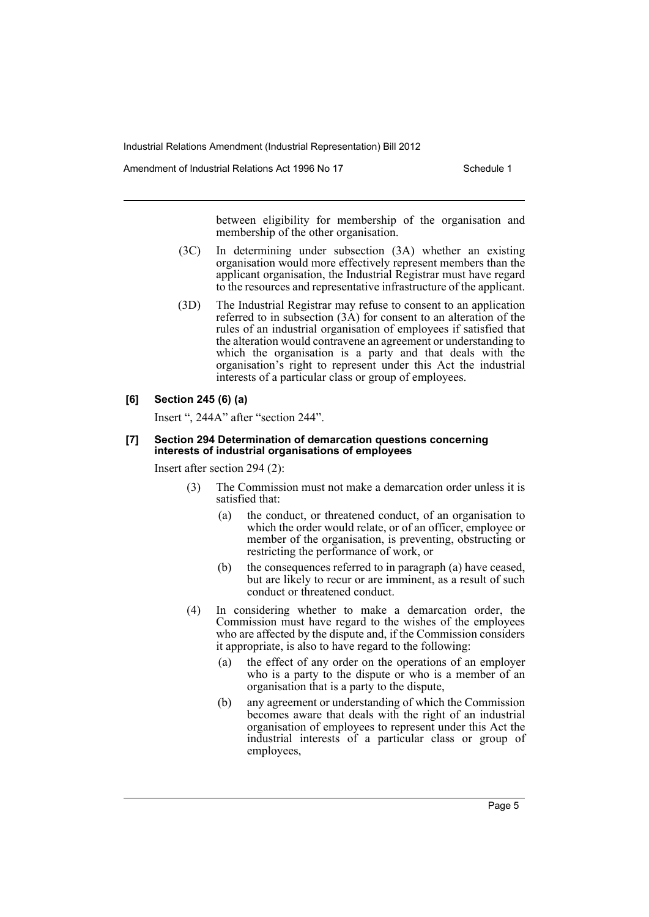between eligibility for membership of the organisation and membership of the other organisation.

(3C) In determining under subsection (3A) whether an existing organisation would more effectively represent members than the applicant organisation, the Industrial Registrar must have regard to the resources and representative infrastructure of the applicant.

(3D) The Industrial Registrar may refuse to consent to an application referred to in subsection (3A) for consent to an alteration of the rules of an industrial organisation of employees if satisfied that the alteration would contravene an agreement or understanding to which the organisation is a party and that deals with the organisation's right to represent under this Act the industrial interests of a particular class or group of employees.

**[6] Section 245 (6) (a)**

Insert ", 244A" after "section 244".

**[7] Section 294 Determination of demarcation questions concerning interests of industrial organisations of employees**

Insert after section 294 (2):

(3) The Commission must not make a demarcation order unless it is satisfied that:

(a) the conduct, or threatened conduct, of an organisation to which the order would relate, or of an officer, employee or member of the organisation, is preventing, obstructing or restricting the performance of work, or

(b) the consequences referred to in paragraph (a) have ceased, but are likely to recur or are imminent, as a result of such conduct or threatened conduct.

(4) In considering whether to make a demarcation order, the Commission must have regard to the wishes of the employees who are affected by the dispute and, if the Commission considers it appropriate, is also to have regard to the following:

(a) the effect of any order on the operations of an employer who is a party to the dispute or who is a member of an organisation that is a party to the dispute,

(b) any agreement or understanding of which the Commission becomes aware that deals with the right of an industrial organisation of employees to represent under this Act the industrial interests of a particular class or group of employees,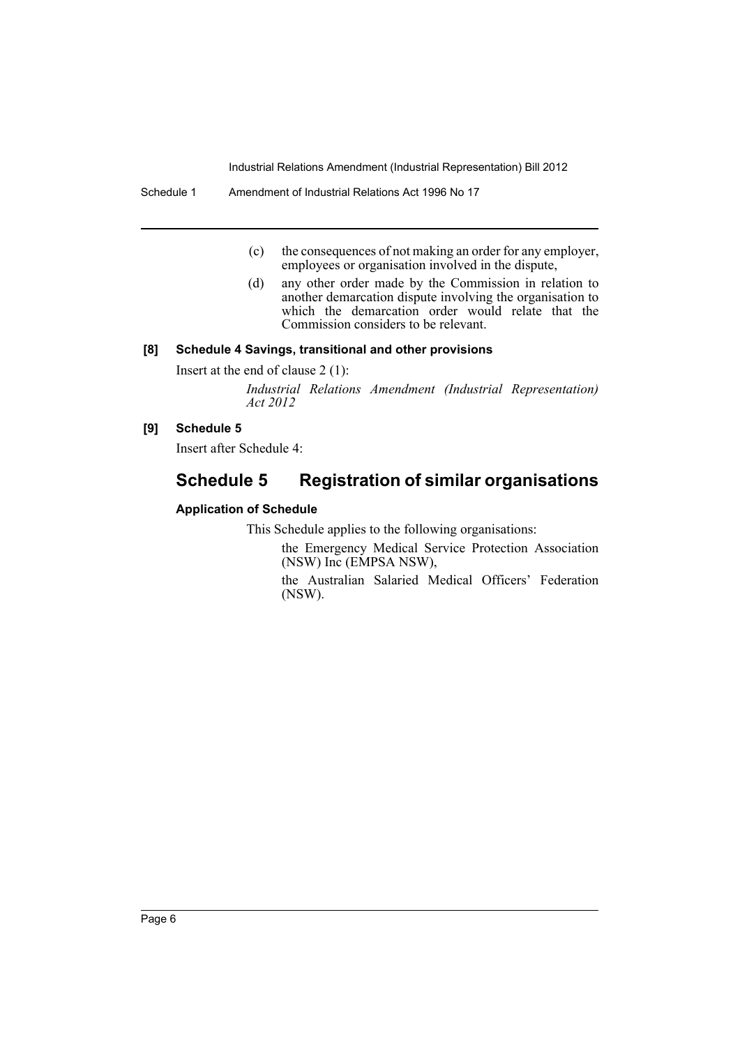(c) the consequences of not making an order for any employer, employees or organisation involved in the dispute,

(d) any other order made by the Commission in relation to another demarcation dispute involving the organisation to which the demarcation order would relate that the Commission considers to be relevant.

**[8] Schedule 4 Savings, transitional and other provisions**

Insert at the end of clause 2 (1):

*Industrial Relations Amendment (Industrial Representation) Act 2012*

**[9] Schedule 5**

Insert after Schedule 4:

## Schedule 5 Registration of similar organisations

**Application of Schedule**

This Schedule applies to the following organisations:

the Emergency Medical Service Protection Association (NSW) Inc (EMPSA NSW),

the Australian Salaried Medical Officers' Federation (NSW).